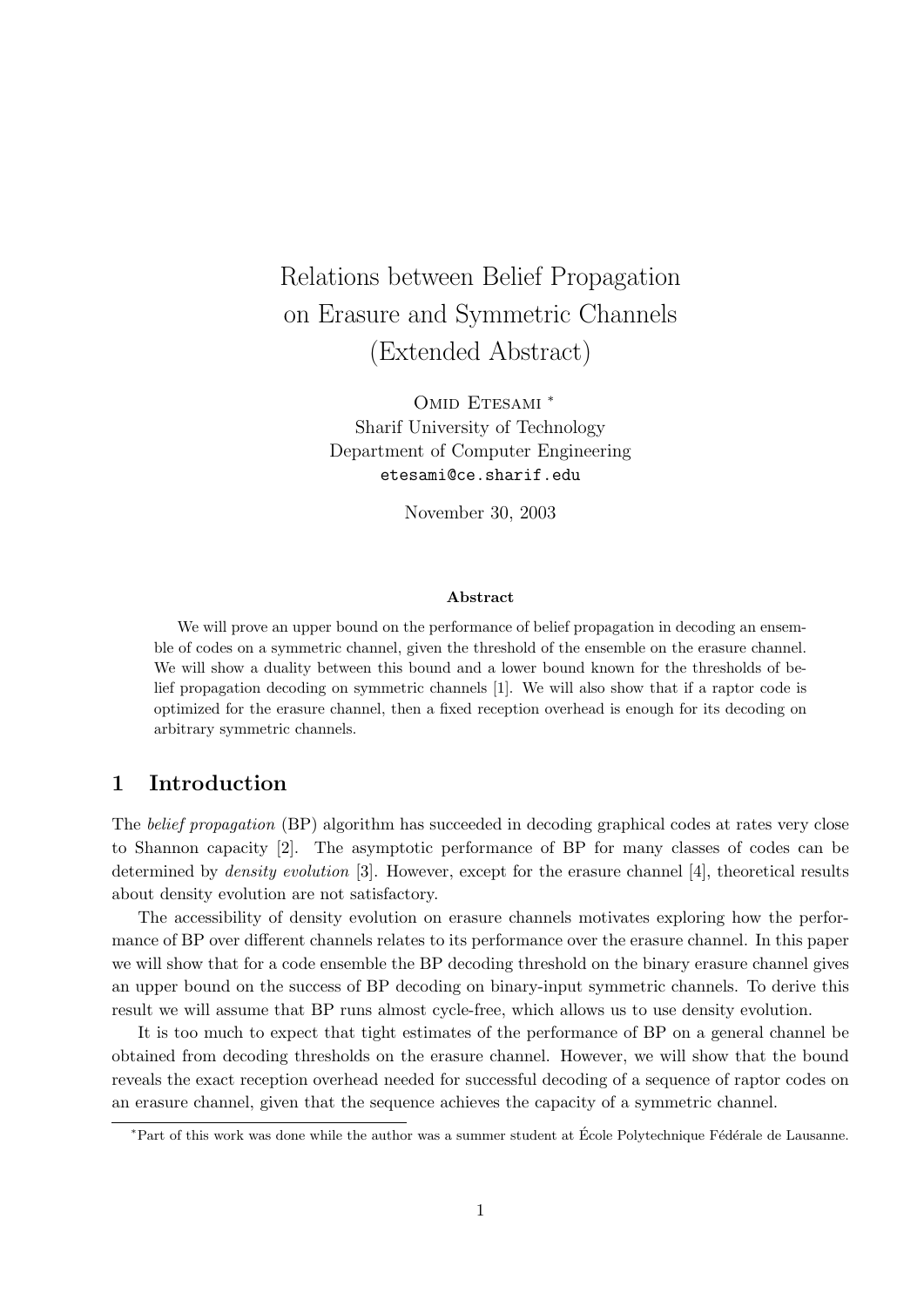# Relations between Belief Propagation on Erasure and Symmetric Channels (Extended Abstract)

Omid Etesami *

Sharif University of Technology
Department of Computer Engineering
etesami@ce.sharif.edu

November 30, 2003

**Abstract**

We will prove an upper bound on the performance of belief propagation in decoding an ensemble of codes on a symmetric channel, given the threshold of the ensemble on the erasure channel. We will show a duality between this bound and a lower bound known for the thresholds of belief propagation decoding on symmetric channels [1]. We will also show that if a raptor code is optimized for the erasure channel, then a fixed reception overhead is enough for its decoding on arbitrary symmetric channels.

## 1 Introduction

The *belief propagation* (BP) algorithm has succeeded in decoding graphical codes at rates very close to Shannon capacity [2]. The asymptotic performance of BP for many classes of codes can be determined by *density evolution* [3]. However, except for the erasure channel [4], theoretical results about density evolution are not satisfactory.

The accessibility of density evolution on erasure channels motivates exploring how the performance of BP over different channels relates to its performance over the erasure channel. In this paper we will show that for a code ensemble the BP decoding threshold on the binary erasure channel gives an upper bound on the success of BP decoding on binary-input symmetric channels. To derive this result we will assume that BP runs almost cycle-free, which allows us to use density evolution.

It is too much to expect that tight estimates of the performance of BP on a general channel be obtained from decoding thresholds on the erasure channel. However, we will show that the bound reveals the exact reception overhead needed for successful decoding of a sequence of raptor codes on an erasure channel, given that the sequence achieves the capacity of a symmetric channel.

*Part of this work was done while the author was a summer student at École Polytechnique Fédérale de Lausanne.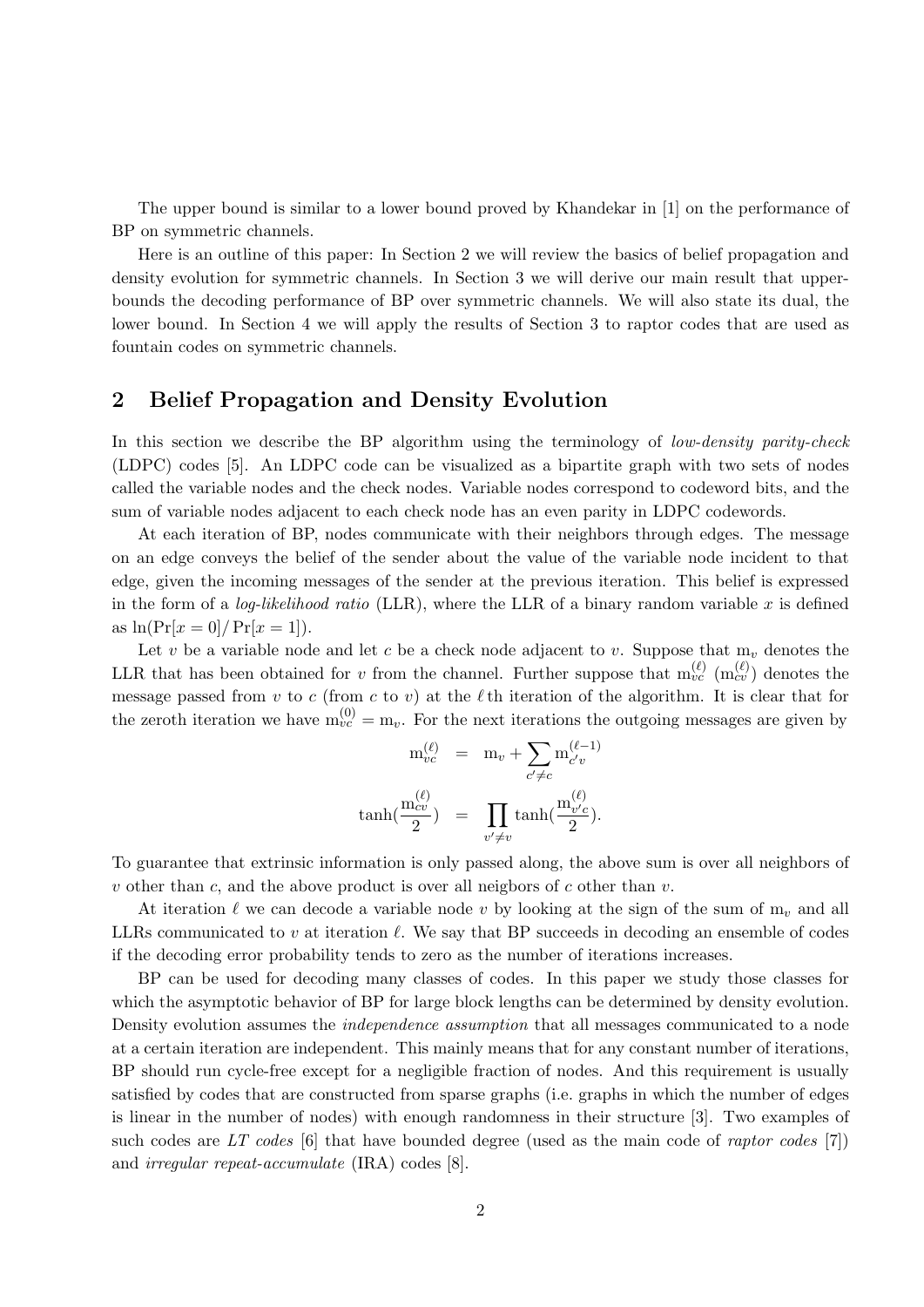The upper bound is similar to a lower bound proved by Khandekar in [1] on the performance of BP on symmetric channels.

Here is an outline of this paper: In Section 2 we will review the basics of belief propagation and density evolution for symmetric channels. In Section 3 we will derive our main result that upper-bounds the decoding performance of BP over symmetric channels. We will also state its dual, the lower bound. In Section 4 we will apply the results of Section 3 to raptor codes that are used as fountain codes on symmetric channels.

## 2 Belief Propagation and Density Evolution

In this section we describe the BP algorithm using the terminology of *low-density parity-check* (LDPC) codes [5]. An LDPC code can be visualized as a bipartite graph with two sets of nodes called the variable nodes and the check nodes. Variable nodes correspond to codeword bits, and the sum of variable nodes adjacent to each check node has an even parity in LDPC codewords.

At each iteration of BP, nodes communicate with their neighbors through edges. The message on an edge conveys the belief of the sender about the value of the variable node incident to that edge, given the incoming messages of the sender at the previous iteration. This belief is expressed in the form of a *log-likelihood ratio* (LLR), where the LLR of a binary random variable $x$ is defined as $\ln(\Pr[x=0]/\Pr[x=1])$.

Let $v$ be a variable node and let $c$ be a check node adjacent to $v$. Suppose that $\mathrm{m}_v$ denotes the LLR that has been obtained for $v$ from the channel. Further suppose that $\mathrm{m}_{vc}^{(\ell)}$ ($\mathrm{m}_{cv}^{(\ell)}$) denotes the message passed from $v$ to $c$ (from $c$ to $v$) at the $\ell$th iteration of the algorithm. It is clear that for the zeroth iteration we have $\mathrm{m}_{vc}^{(0)} = \mathrm{m}_v$. For the next iterations the outgoing messages are given by

$$\mathrm{m}_{vc}^{(\ell)} = \mathrm{m}_v + \sum_{c' \neq c} \mathrm{m}_{c'v}^{(\ell-1)}$$

$$\tanh\left(\frac{\mathrm{m}_{cv}^{(\ell)}}{2}\right) = \prod_{v' \neq v} \tanh\left(\frac{\mathrm{m}_{v'c}^{(\ell)}}{2}\right).$$

To guarantee that extrinsic information is only passed along, the above sum is over all neighbors of $v$ other than $c$, and the above product is over all neigbors of $c$ other than $v$.

At iteration $\ell$ we can decode a variable node $v$ by looking at the sign of the sum of $\mathrm{m}_v$ and all LLRs communicated to $v$ at iteration $\ell$. We say that BP succeeds in decoding an ensemble of codes if the decoding error probability tends to zero as the number of iterations increases.

BP can be used for decoding many classes of codes. In this paper we study those classes for which the asymptotic behavior of BP for large block lengths can be determined by density evolution. Density evolution assumes the *independence assumption* that all messages communicated to a node at a certain iteration are independent. This mainly means that for any constant number of iterations, BP should run cycle-free except for a negligible fraction of nodes. And this requirement is usually satisfied by codes that are constructed from sparse graphs (i.e. graphs in which the number of edges is linear in the number of nodes) with enough randomness in their structure [3]. Two examples of such codes are *LT codes* [6] that have bounded degree (used as the main code of *raptor codes* [7]) and *irregular repeat-accumulate* (IRA) codes [8].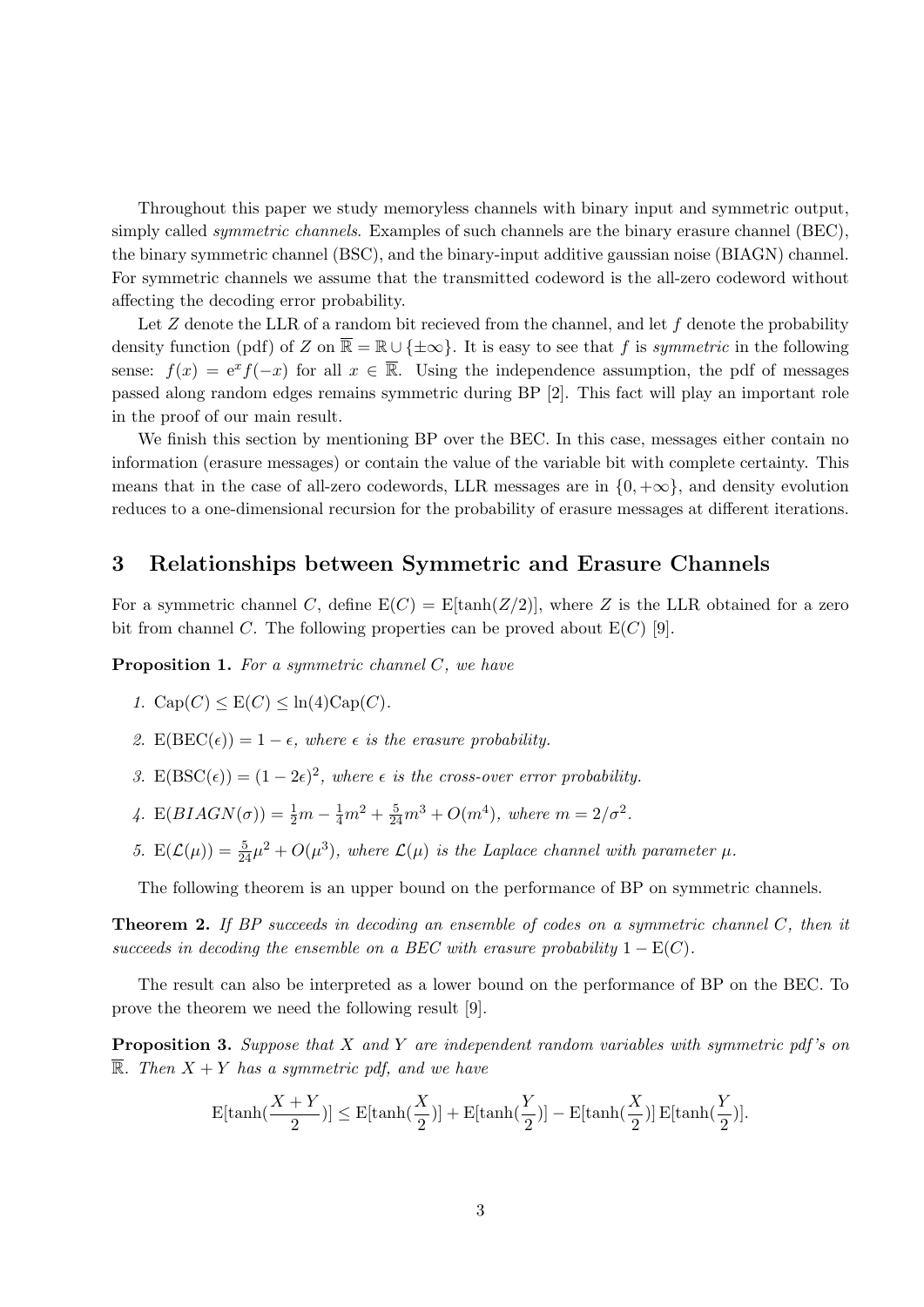Throughout this paper we study memoryless channels with binary input and symmetric output, simply called *symmetric channels*. Examples of such channels are the binary erasure channel (BEC), the binary symmetric channel (BSC), and the binary-input additive gaussian noise (BIAGN) channel. For symmetric channels we assume that the transmitted codeword is the all-zero codeword without affecting the decoding error probability.

Let $Z$ denote the LLR of a random bit recieved from the channel, and let $f$ denote the probability density function (pdf) of $Z$ on $\overline{\mathbb{R}} = \mathbb{R} \cup \{\pm\infty\}$. It is easy to see that $f$ is *symmetric* in the following sense: $f(x) = \mathrm{e}^x f(-x)$ for all $x \in \overline{\mathbb{R}}$. Using the independence assumption, the pdf of messages passed along random edges remains symmetric during BP [2]. This fact will play an important role in the proof of our main result.

We finish this section by mentioning BP over the BEC. In this case, messages either contain no information (erasure messages) or contain the value of the variable bit with complete certainty. This means that in the case of all-zero codewords, LLR messages are in $\{0, +\infty\}$, and density evolution reduces to a one-dimensional recursion for the probability of erasure messages at different iterations.

## 3 Relationships between Symmetric and Erasure Channels

For a symmetric channel $C$, define $\mathrm{E}(C) = \mathrm{E}[\tanh(Z/2)]$, where $Z$ is the LLR obtained for a zero bit from channel $C$. The following properties can be proved about $\mathrm{E}(C)$ [9].

**Proposition 1.** *For a symmetric channel $C$, we have*

1. $\mathrm{Cap}(C) \leq \mathrm{E}(C) \leq \ln(4)\mathrm{Cap}(C)$.
2. $\mathrm{E}(\mathrm{BEC}(\epsilon)) = 1 - \epsilon$, *where $\epsilon$ is the erasure probability.*
3. $\mathrm{E}(\mathrm{BSC}(\epsilon)) = (1 - 2\epsilon)^2$, *where $\epsilon$ is the cross-over error probability.*
4. $\mathrm{E}(BIAGN(\sigma)) = \frac{1}{2}m - \frac{1}{4}m^2 + \frac{5}{24}m^3 + O(m^4)$, *where $m = 2/\sigma^2$.*
5. $\mathrm{E}(\mathcal{L}(\mu)) = \frac{5}{24}\mu^2 + O(\mu^3)$, *where $\mathcal{L}(\mu)$ is the Laplace channel with parameter $\mu$.*

The following theorem is an upper bound on the performance of BP on symmetric channels.

**Theorem 2.** *If BP succeeds in decoding an ensemble of codes on a symmetric channel $C$, then it succeeds in decoding the ensemble on a BEC with erasure probability $1 - \mathrm{E}(C)$.*

The result can also be interpreted as a lower bound on the performance of BP on the BEC. To prove the theorem we need the following result [9].

**Proposition 3.** *Suppose that $X$ and $Y$ are independent random variables with symmetric pdf's on $\overline{\mathbb{R}}$. Then $X + Y$ has a symmetric pdf, and we have*

$$\mathrm{E}[\tanh(\frac{X+Y}{2})] \leq \mathrm{E}[\tanh(\frac{X}{2})] + \mathrm{E}[\tanh(\frac{Y}{2})] - \mathrm{E}[\tanh(\frac{X}{2})]\,\mathrm{E}[\tanh(\frac{Y}{2})].$$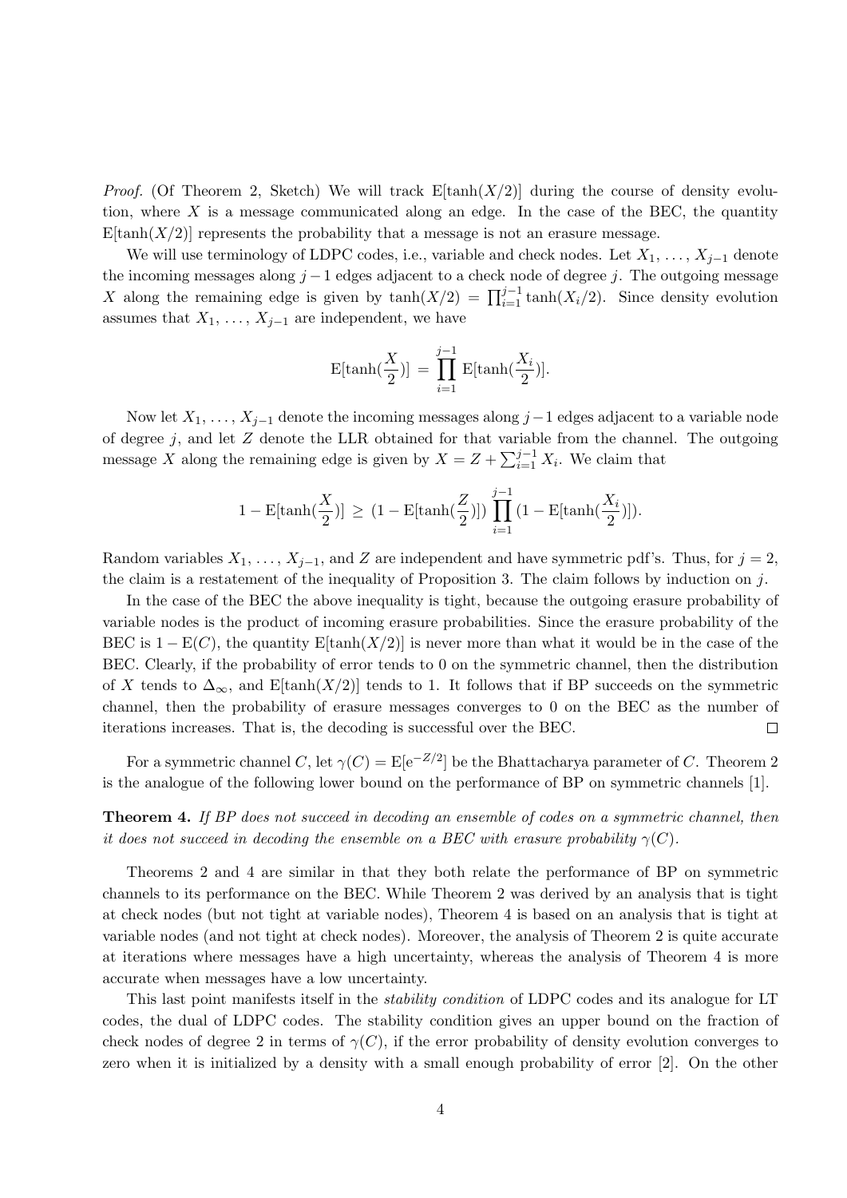*Proof.* (Of Theorem 2, Sketch) We will track $\mathrm{E}[\tanh(X/2)]$ during the course of density evolution, where $X$ is a message communicated along an edge. In the case of the BEC, the quantity $\mathrm{E}[\tanh(X/2)]$ represents the probability that a message is not an erasure message.

We will use terminology of LDPC codes, i.e., variable and check nodes. Let $X_1, \ldots, X_{j-1}$ denote the incoming messages along $j-1$ edges adjacent to a check node of degree $j$. The outgoing message $X$ along the remaining edge is given by $\tanh(X/2) = \prod_{i=1}^{j-1} \tanh(X_i/2)$. Since density evolution assumes that $X_1, \ldots, X_{j-1}$ are independent, we have

$$\mathrm{E}[\tanh(\frac{X}{2})] = \prod_{i=1}^{j-1} \mathrm{E}[\tanh(\frac{X_i}{2})].$$

Now let $X_1, \ldots, X_{j-1}$ denote the incoming messages along $j-1$ edges adjacent to a variable node of degree $j$, and let $Z$ denote the LLR obtained for that variable from the channel. The outgoing message $X$ along the remaining edge is given by $X = Z + \sum_{i=1}^{j-1} X_i$. We claim that

$$1 - \mathrm{E}[\tanh(\frac{X}{2})] \geq (1 - \mathrm{E}[\tanh(\frac{Z}{2})]) \prod_{i=1}^{j-1} (1 - \mathrm{E}[\tanh(\frac{X_i}{2})]).$$

Random variables $X_1, \ldots, X_{j-1}$, and $Z$ are independent and have symmetric pdf's. Thus, for $j = 2$, the claim is a restatement of the inequality of Proposition 3. The claim follows by induction on $j$.

In the case of the BEC the above inequality is tight, because the outgoing erasure probability of variable nodes is the product of incoming erasure probabilities. Since the erasure probability of the BEC is $1 - \mathrm{E}(C)$, the quantity $\mathrm{E}[\tanh(X/2)]$ is never more than what it would be in the case of the BEC. Clearly, if the probability of error tends to 0 on the symmetric channel, then the distribution of $X$ tends to $\Delta_\infty$, and $\mathrm{E}[\tanh(X/2)]$ tends to 1. It follows that if BP succeeds on the symmetric channel, then the probability of erasure messages converges to 0 on the BEC as the number of iterations increases. That is, the decoding is successful over the BEC. $\square$

For a symmetric channel $C$, let $\gamma(C) = \mathrm{E}[e^{-Z/2}]$ be the Bhattacharya parameter of $C$. Theorem 2 is the analogue of the following lower bound on the performance of BP on symmetric channels [1].

**Theorem 4.** *If BP does not succeed in decoding an ensemble of codes on a symmetric channel, then it does not succeed in decoding the ensemble on a BEC with erasure probability $\gamma(C)$.*

Theorems 2 and 4 are similar in that they both relate the performance of BP on symmetric channels to its performance on the BEC. While Theorem 2 was derived by an analysis that is tight at check nodes (but not tight at variable nodes), Theorem 4 is based on an analysis that is tight at variable nodes (and not tight at check nodes). Moreover, the analysis of Theorem 2 is quite accurate at iterations where messages have a high uncertainty, whereas the analysis of Theorem 4 is more accurate when messages have a low uncertainty.

This last point manifests itself in the *stability condition* of LDPC codes and its analogue for LT codes, the dual of LDPC codes. The stability condition gives an upper bound on the fraction of check nodes of degree 2 in terms of $\gamma(C)$, if the error probability of density evolution converges to zero when it is initialized by a density with a small enough probability of error [2]. On the other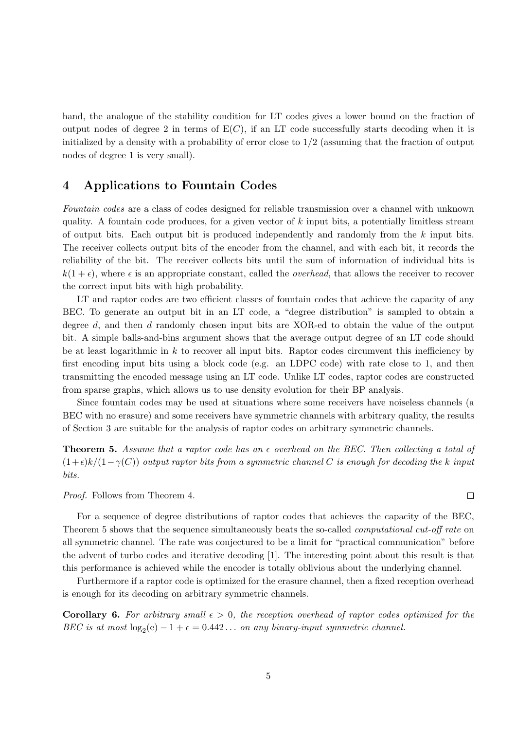hand, the analogue of the stability condition for LT codes gives a lower bound on the fraction of output nodes of degree 2 in terms of $\mathrm{E}(C)$, if an LT code successfully starts decoding when it is initialized by a density with a probability of error close to $1/2$ (assuming that the fraction of output nodes of degree 1 is very small).

## 4 Applications to Fountain Codes

*Fountain codes* are a class of codes designed for reliable transmission over a channel with unknown quality. A fountain code produces, for a given vector of $k$ input bits, a potentially limitless stream of output bits. Each output bit is produced independently and randomly from the $k$ input bits. The receiver collects output bits of the encoder from the channel, and with each bit, it records the reliability of the bit. The receiver collects bits until the sum of information of individual bits is $k(1+\epsilon)$, where $\epsilon$ is an appropriate constant, called the *overhead*, that allows the receiver to recover the correct input bits with high probability.

LT and raptor codes are two efficient classes of fountain codes that achieve the capacity of any BEC. To generate an output bit in an LT code, a "degree distribution" is sampled to obtain a degree $d$, and then $d$ randomly chosen input bits are XOR-ed to obtain the value of the output bit. A simple balls-and-bins argument shows that the average output degree of an LT code should be at least logarithmic in $k$ to recover all input bits. Raptor codes circumvent this inefficiency by first encoding input bits using a block code (e.g. an LDPC code) with rate close to 1, and then transmitting the encoded message using an LT code. Unlike LT codes, raptor codes are constructed from sparse graphs, which allows us to use density evolution for their BP analysis.

Since fountain codes may be used at situations where some receivers have noiseless channels (a BEC with no erasure) and some receivers have symmetric channels with arbitrary quality, the results of Section 3 are suitable for the analysis of raptor codes on arbitrary symmetric channels.

**Theorem 5.** *Assume that a raptor code has an $\epsilon$ overhead on the BEC. Then collecting a total of $(1+\epsilon)k/(1-\gamma(C))$ output raptor bits from a symmetric channel $C$ is enough for decoding the $k$ input bits.*

*Proof.* Follows from Theorem 4. □

For a sequence of degree distributions of raptor codes that achieves the capacity of the BEC, Theorem 5 shows that the sequence simultaneously beats the so-called *computational cut-off rate* on all symmetric channel. The rate was conjectured to be a limit for "practical communication" before the advent of turbo codes and iterative decoding [1]. The interesting point about this result is that this performance is achieved while the encoder is totally oblivious about the underlying channel.

Furthermore if a raptor code is optimized for the erasure channel, then a fixed reception overhead is enough for its decoding on arbitrary symmetric channels.

**Corollary 6.** *For arbitrary small $\epsilon > 0$, the reception overhead of raptor codes optimized for the BEC is at most $\log_2(\mathrm{e}) - 1 + \epsilon = 0.442\ldots$ on any binary-input symmetric channel.*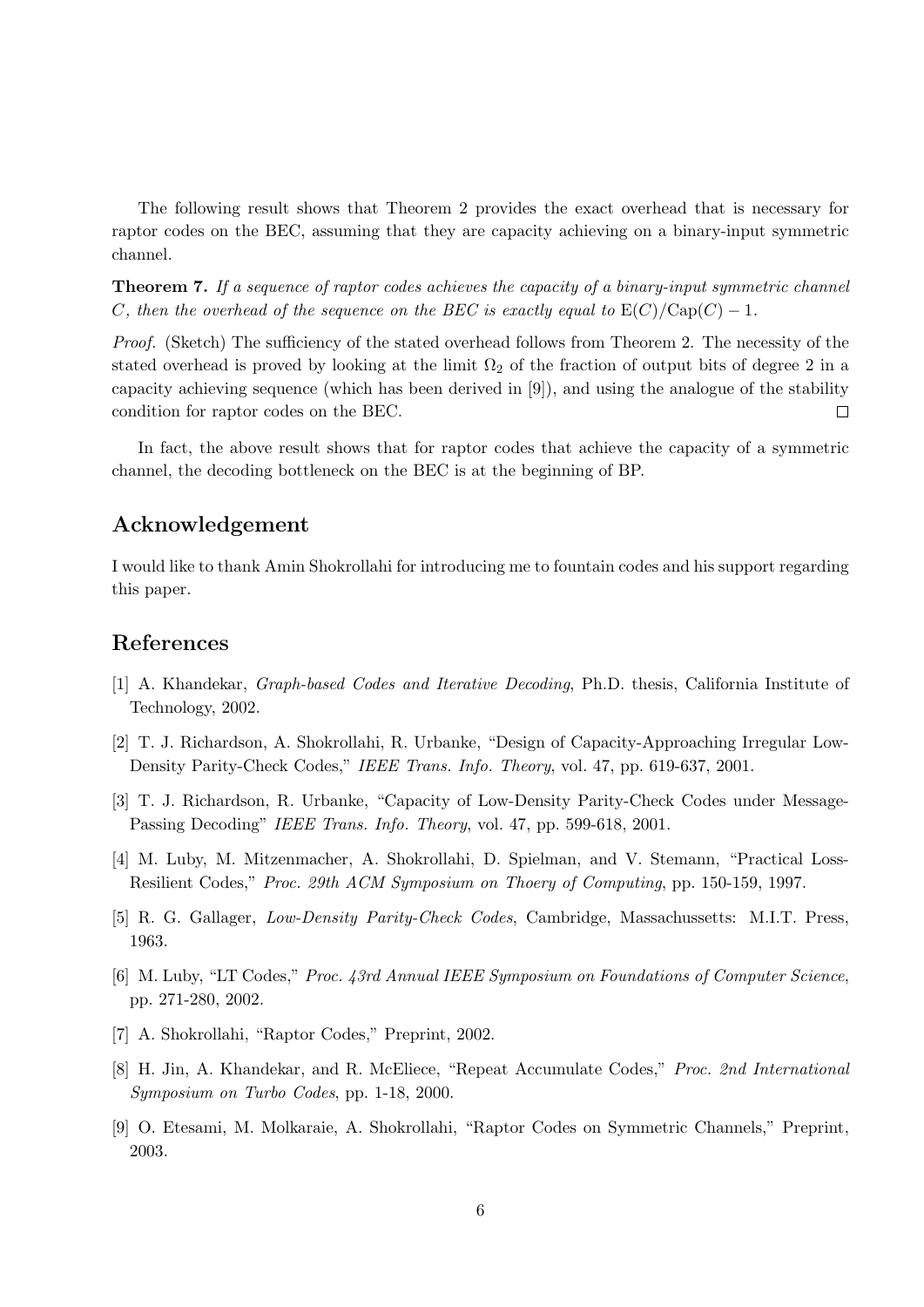The following result shows that Theorem 2 provides the exact overhead that is necessary for raptor codes on the BEC, assuming that they are capacity achieving on a binary-input symmetric channel.

**Theorem 7.** *If a sequence of raptor codes achieves the capacity of a binary-input symmetric channel $C$, then the overhead of the sequence on the BEC is exactly equal to* $\mathrm{E}(C)/\mathrm{Cap}(C) - 1$.

*Proof.* (Sketch) The sufficiency of the stated overhead follows from Theorem 2. The necessity of the stated overhead is proved by looking at the limit $\Omega_2$ of the fraction of output bits of degree 2 in a capacity achieving sequence (which has been derived in [9]), and using the analogue of the stability condition for raptor codes on the BEC. □

In fact, the above result shows that for raptor codes that achieve the capacity of a symmetric channel, the decoding bottleneck on the BEC is at the beginning of BP.

## Acknowledgement

I would like to thank Amin Shokrollahi for introducing me to fountain codes and his support regarding this paper.

## References

[1] A. Khandekar, *Graph-based Codes and Iterative Decoding*, Ph.D. thesis, California Institute of Technology, 2002.

[2] T. J. Richardson, A. Shokrollahi, R. Urbanke, "Design of Capacity-Approaching Irregular Low-Density Parity-Check Codes," *IEEE Trans. Info. Theory*, vol. 47, pp. 619-637, 2001.

[3] T. J. Richardson, R. Urbanke, "Capacity of Low-Density Parity-Check Codes under Message-Passing Decoding" *IEEE Trans. Info. Theory*, vol. 47, pp. 599-618, 2001.

[4] M. Luby, M. Mitzenmacher, A. Shokrollahi, D. Spielman, and V. Stemann, "Practical Loss-Resilient Codes," *Proc. 29th ACM Symposium on Thoery of Computing*, pp. 150-159, 1997.

[5] R. G. Gallager, *Low-Density Parity-Check Codes*, Cambridge, Massachussetts: M.I.T. Press, 1963.

[6] M. Luby, "LT Codes," *Proc. 43rd Annual IEEE Symposium on Foundations of Computer Science*, pp. 271-280, 2002.

[7] A. Shokrollahi, "Raptor Codes," Preprint, 2002.

[8] H. Jin, A. Khandekar, and R. McEliece, "Repeat Accumulate Codes," *Proc. 2nd International Symposium on Turbo Codes*, pp. 1-18, 2000.

[9] O. Etesami, M. Molkaraie, A. Shokrollahi, "Raptor Codes on Symmetric Channels," Preprint, 2003.